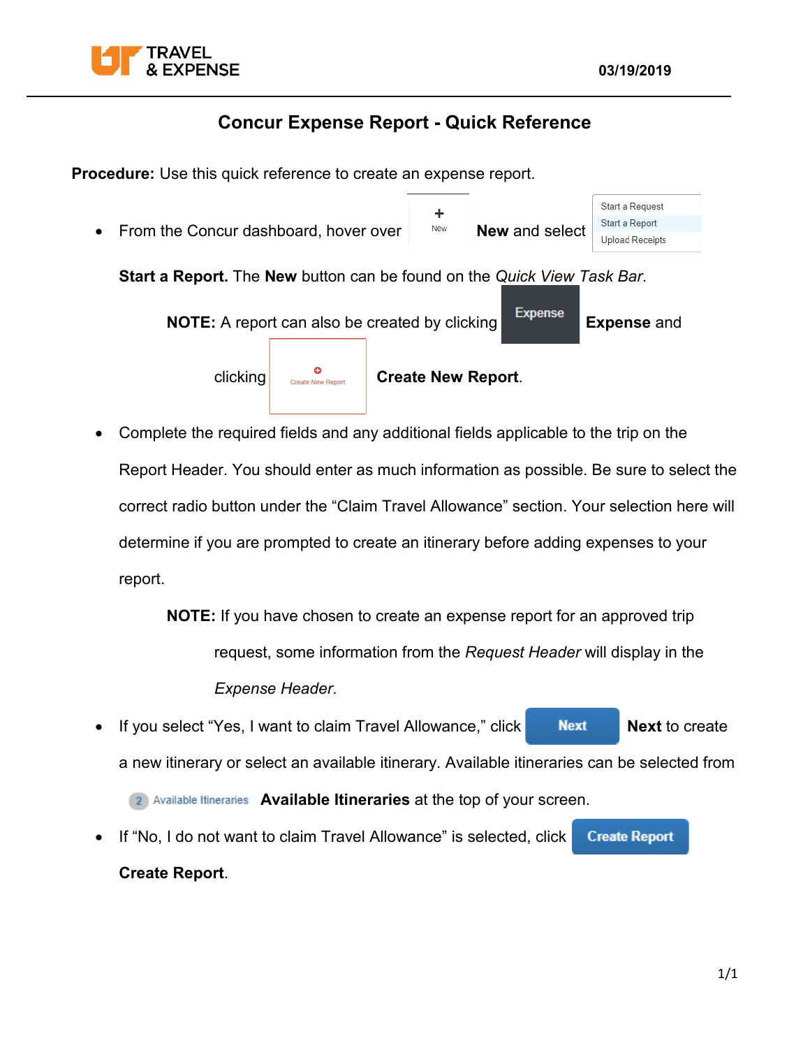# Concur Expense Report - Quick Reference

**Procedure:** Use this quick reference to create an expense report.

- From the Concur dashboard, hover over **New** and select **Start a Report.** The **New** button can be found on the *Quick View Task Bar*.

  **NOTE:** A report can also be created by clicking **Expense** and clicking **Create New Report**.

- Complete the required fields and any additional fields applicable to the trip on the Report Header. You should enter as much information as possible. Be sure to select the correct radio button under the "Claim Travel Allowance" section. Your selection here will determine if you are prompted to create an itinerary before adding expenses to your report.

  **NOTE:** If you have chosen to create an expense report for an approved trip request, some information from the *Request Header* will display in the *Expense Header*.

- If you select "Yes, I want to claim Travel Allowance," click **Next** to create a new itinerary or select an available itinerary. Available itineraries can be selected from **Available Itineraries** at the top of your screen.

- If "No, I do not want to claim Travel Allowance" is selected, click **Create Report**.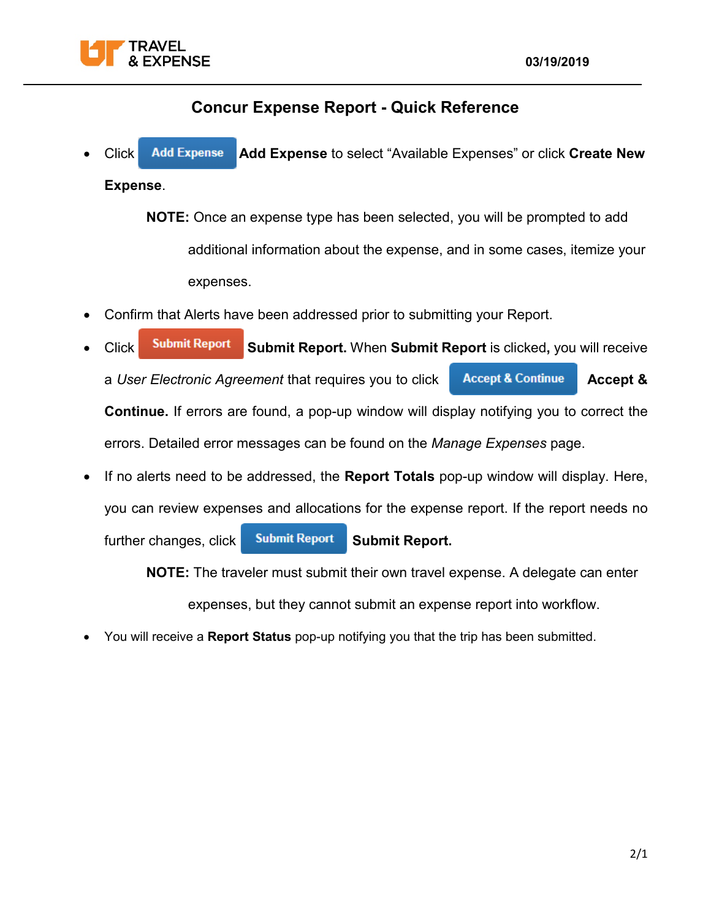# Concur Expense Report - Quick Reference

- Click Add Expense **Add Expense** to select "Available Expenses" or click **Create New Expense**.

  **NOTE:** Once an expense type has been selected, you will be prompted to add additional information about the expense, and in some cases, itemize your expenses.

- Confirm that Alerts have been addressed prior to submitting your Report.
- Click Submit Report **Submit Report.** When **Submit Report** is clicked**,** you will receive a *User Electronic Agreement* that requires you to click Accept & Continue **Accept & Continue.** If errors are found, a pop-up window will display notifying you to correct the errors. Detailed error messages can be found on the *Manage Expenses* page.
- If no alerts need to be addressed, the **Report Totals** pop-up window will display. Here, you can review expenses and allocations for the expense report. If the report needs no further changes, click Submit Report **Submit Report.**

  **NOTE:** The traveler must submit their own travel expense. A delegate can enter expenses, but they cannot submit an expense report into workflow.

- You will receive a **Report Status** pop-up notifying you that the trip has been submitted.